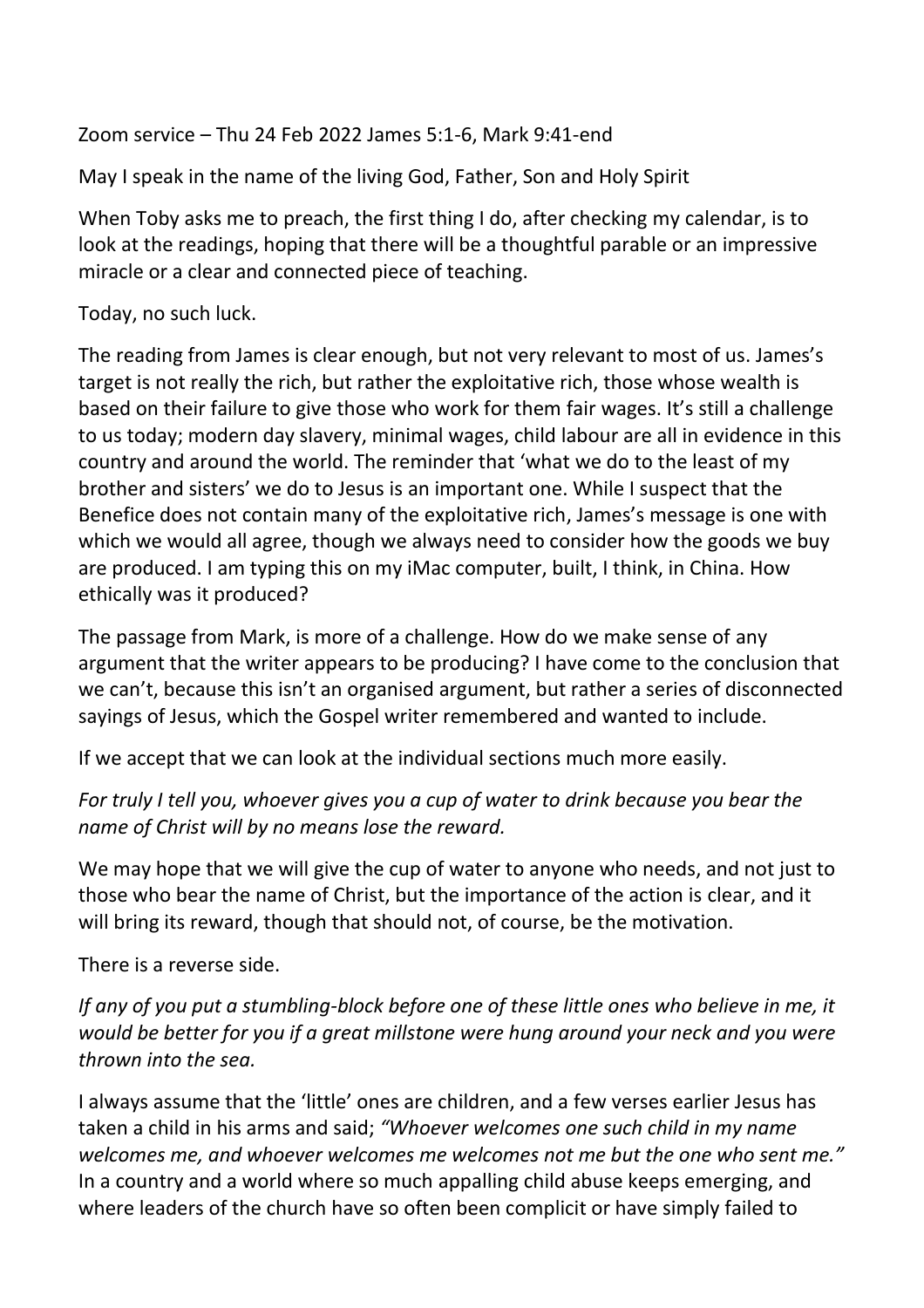Zoom service – Thu 24 Feb 2022 James 5:1-6, Mark 9:41-end

May I speak in the name of the living God, Father, Son and Holy Spirit

When Toby asks me to preach, the first thing I do, after checking my calendar, is to look at the readings, hoping that there will be a thoughtful parable or an impressive miracle or a clear and connected piece of teaching.

Today, no such luck.

The reading from James is clear enough, but not very relevant to most of us. James's target is not really the rich, but rather the exploitative rich, those whose wealth is based on their failure to give those who work for them fair wages. It's still a challenge to us today; modern day slavery, minimal wages, child labour are all in evidence in this country and around the world. The reminder that 'what we do to the least of my brother and sisters' we do to Jesus is an important one. While I suspect that the Benefice does not contain many of the exploitative rich, James's message is one with which we would all agree, though we always need to consider how the goods we buy are produced. I am typing this on my iMac computer, built, I think, in China. How ethically was it produced?

The passage from Mark, is more of a challenge. How do we make sense of any argument that the writer appears to be producing? I have come to the conclusion that we can't, because this isn't an organised argument, but rather a series of disconnected sayings of Jesus, which the Gospel writer remembered and wanted to include.

If we accept that we can look at the individual sections much more easily.

*For truly I tell you, whoever gives you a cup of water to drink because you bear the name of Christ will by no means lose the reward.*

We may hope that we will give the cup of water to anyone who needs, and not just to those who bear the name of Christ, but the importance of the action is clear, and it will bring its reward, though that should not, of course, be the motivation.

There is a reverse side.

*If any of you put a stumbling-block before one of these little ones who believe in me, it would be better for you if a great millstone were hung around your neck and you were thrown into the sea.*

I always assume that the 'little' ones are children, and a few verses earlier Jesus has taken a child in his arms and said; *"Whoever welcomes one such child in my name welcomes me, and whoever welcomes me welcomes not me but the one who sent me."* In a country and a world where so much appalling child abuse keeps emerging, and where leaders of the church have so often been complicit or have simply failed to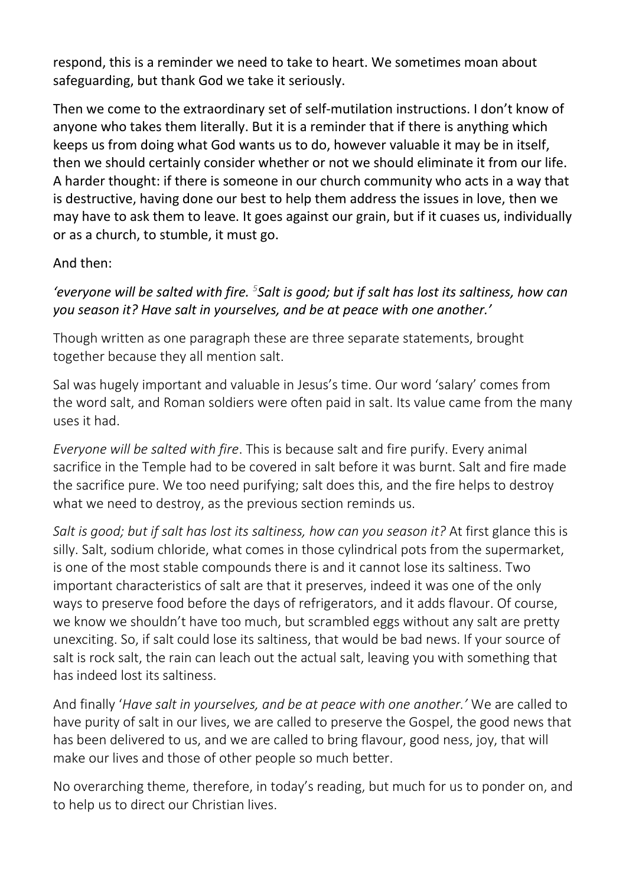respond, this is a reminder we need to take to heart. We sometimes moan about safeguarding, but thank God we take it seriously.

Then we come to the extraordinary set of self-mutilation instructions. I don't know of anyone who takes them literally. But it is a reminder that if there is anything which keeps us from doing what God wants us to do, however valuable it may be in itself, then we should certainly consider whether or not we should eliminate it from our life. A harder thought: if there is someone in our church community who acts in a way that is destructive, having done our best to help them address the issues in love, then we may have to ask them to leave. It goes against our grain, but if it cuases us, individually or as a church, to stumble, it must go.

And then:

*'everyone will be salted with fire. [5]Salt is good; but if salt has lost its saltiness, how can you season it? Have salt in yourselves, and be at peace with one another.'*

Though written as one paragraph these are three separate statements, brought together because they all mention salt.

Sal was hugely important and valuable in Jesus's time. Our word 'salary' comes from the word salt, and Roman soldiers were often paid in salt. Its value came from the many uses it had.

*Everyone will be salted with fire*. This is because salt and fire purify. Every animal sacrifice in the Temple had to be covered in salt before it was burnt. Salt and fire made the sacrifice pure. We too need purifying; salt does this, and the fire helps to destroy what we need to destroy, as the previous section reminds us.

*Salt is good; but if salt has lost its saltiness, how can you season it?* At first glance this is silly. Salt, sodium chloride, what comes in those cylindrical pots from the supermarket, is one of the most stable compounds there is and it cannot lose its saltiness. Two important characteristics of salt are that it preserves, indeed it was one of the only ways to preserve food before the days of refrigerators, and it adds flavour. Of course, we know we shouldn't have too much, but scrambled eggs without any salt are pretty unexciting. So, if salt could lose its saltiness, that would be bad news. If your source of salt is rock salt, the rain can leach out the actual salt, leaving you with something that has indeed lost its saltiness.

And finally '*Have salt in yourselves, and be at peace with one another.'* We are called to have purity of salt in our lives, we are called to preserve the Gospel, the good news that has been delivered to us, and we are called to bring flavour, good ness, joy, that will make our lives and those of other people so much better.

No overarching theme, therefore, in today's reading, but much for us to ponder on, and to help us to direct our Christian lives.